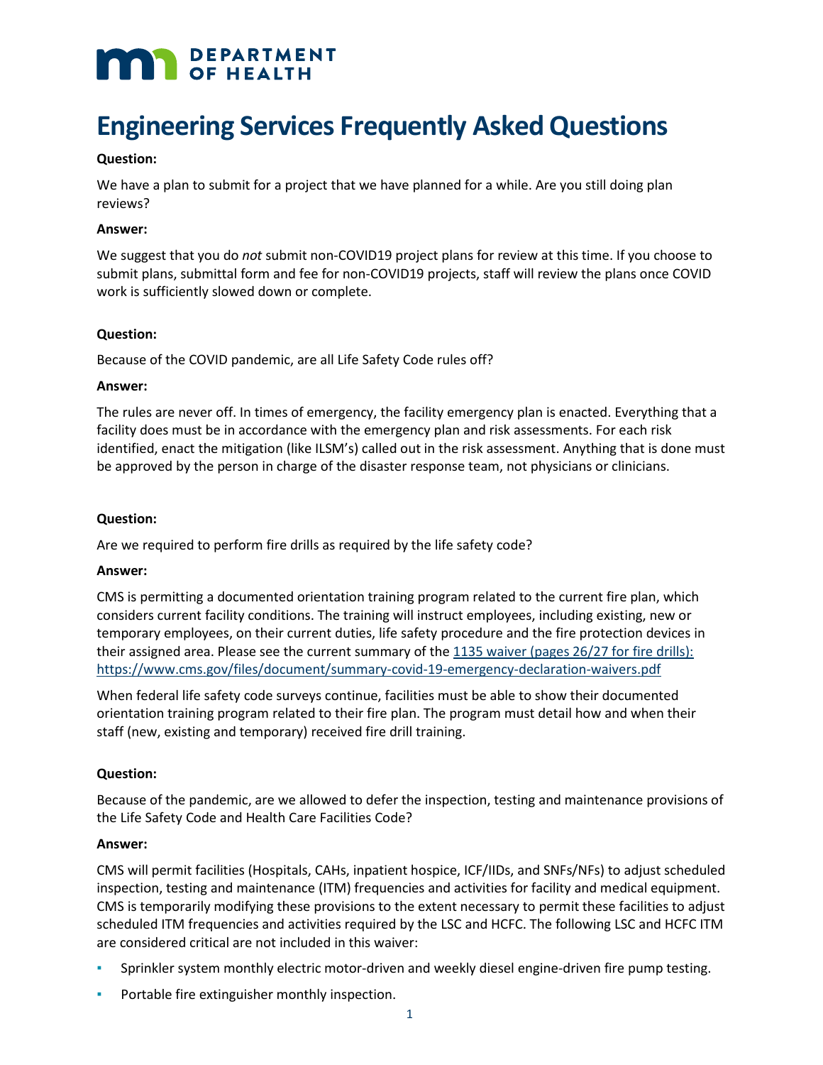# Engineering Services Frequently Asked Questions

**Question:**

We have a plan to submit for a project that we have planned for a while. Are you still doing plan reviews?

**Answer:**

We suggest that you do *not* submit non-COVID19 project plans for review at this time. If you choose to submit plans, submittal form and fee for non-COVID19 projects, staff will review the plans once COVID work is sufficiently slowed down or complete.

**Question:**

Because of the COVID pandemic, are all Life Safety Code rules off?

**Answer:**

The rules are never off. In times of emergency, the facility emergency plan is enacted. Everything that a facility does must be in accordance with the emergency plan and risk assessments. For each risk identified, enact the mitigation (like ILSM's) called out in the risk assessment. Anything that is done must be approved by the person in charge of the disaster response team, not physicians or clinicians.

**Question:**

Are we required to perform fire drills as required by the life safety code?

**Answer:**

CMS is permitting a documented orientation training program related to the current fire plan, which considers current facility conditions. The training will instruct employees, including existing, new or temporary employees, on their current duties, life safety procedure and the fire protection devices in their assigned area. Please see the current summary of the [1135 waiver (pages 26/27 for fire drills): https://www.cms.gov/files/document/summary-covid-19-emergency-declaration-waivers.pdf](https://www.cms.gov/files/document/summary-covid-19-emergency-declaration-waivers.pdf)

When federal life safety code surveys continue, facilities must be able to show their documented orientation training program related to their fire plan. The program must detail how and when their staff (new, existing and temporary) received fire drill training.

**Question:**

Because of the pandemic, are we allowed to defer the inspection, testing and maintenance provisions of the Life Safety Code and Health Care Facilities Code?

**Answer:**

CMS will permit facilities (Hospitals, CAHs, inpatient hospice, ICF/IIDs, and SNFs/NFs) to adjust scheduled inspection, testing and maintenance (ITM) frequencies and activities for facility and medical equipment. CMS is temporarily modifying these provisions to the extent necessary to permit these facilities to adjust scheduled ITM frequencies and activities required by the LSC and HCFC. The following LSC and HCFC ITM are considered critical are not included in this waiver:

- Sprinkler system monthly electric motor-driven and weekly diesel engine-driven fire pump testing.
- Portable fire extinguisher monthly inspection.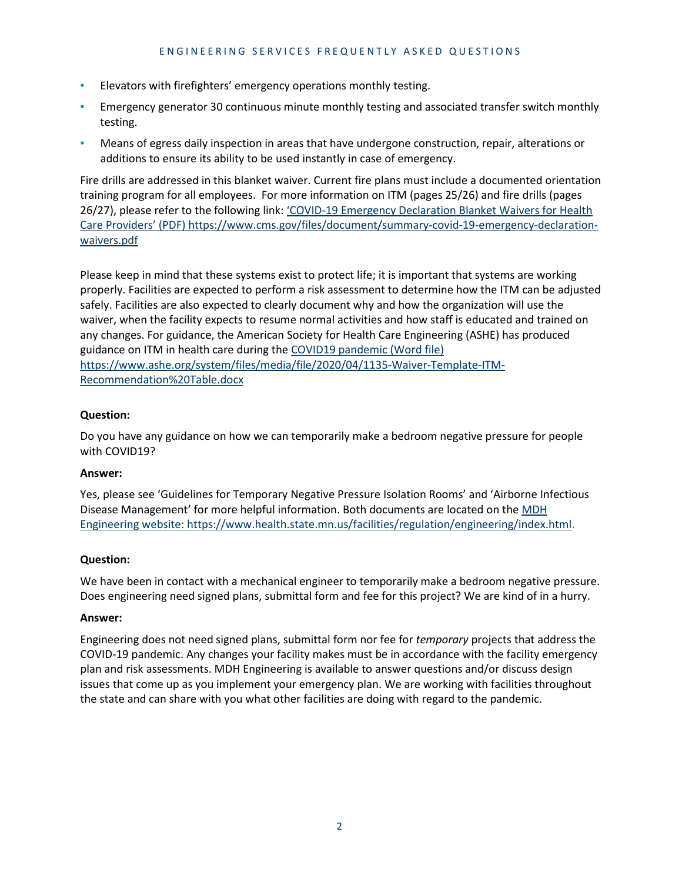- Elevators with firefighters' emergency operations monthly testing.
- Emergency generator 30 continuous minute monthly testing and associated transfer switch monthly testing.
- Means of egress daily inspection in areas that have undergone construction, repair, alterations or additions to ensure its ability to be used instantly in case of emergency.

Fire drills are addressed in this blanket waiver. Current fire plans must include a documented orientation training program for all employees. For more information on ITM (pages 25/26) and fire drills (pages 26/27), please refer to the following link: ['COVID-19 Emergency Declaration Blanket Waivers for Health Care Providers' (PDF) https://www.cms.gov/files/document/summary-covid-19-emergency-declaration-waivers.pdf](https://www.cms.gov/files/document/summary-covid-19-emergency-declaration-waivers.pdf)

Please keep in mind that these systems exist to protect life; it is important that systems are working properly. Facilities are expected to perform a risk assessment to determine how the ITM can be adjusted safely. Facilities are also expected to clearly document why and how the organization will use the waiver, when the facility expects to resume normal activities and how staff is educated and trained on any changes. For guidance, the American Society for Health Care Engineering (ASHE) has produced guidance on ITM in health care during the [COVID19 pandemic (Word file) https://www.ashe.org/system/files/media/file/2020/04/1135-Waiver-Template-ITM-Recommendation%20Table.docx](https://www.ashe.org/system/files/media/file/2020/04/1135-Waiver-Template-ITM-Recommendation%20Table.docx)

**Question:**

Do you have any guidance on how we can temporarily make a bedroom negative pressure for people with COVID19?

**Answer:**

Yes, please see 'Guidelines for Temporary Negative Pressure Isolation Rooms' and 'Airborne Infectious Disease Management' for more helpful information. Both documents are located on the [MDH Engineering website: https://www.health.state.mn.us/facilities/regulation/engineering/index.html](https://www.health.state.mn.us/facilities/regulation/engineering/index.html).

**Question:**

We have been in contact with a mechanical engineer to temporarily make a bedroom negative pressure. Does engineering need signed plans, submittal form and fee for this project? We are kind of in a hurry.

**Answer:**

Engineering does not need signed plans, submittal form nor fee for *temporary* projects that address the COVID-19 pandemic. Any changes your facility makes must be in accordance with the facility emergency plan and risk assessments. MDH Engineering is available to answer questions and/or discuss design issues that come up as you implement your emergency plan. We are working with facilities throughout the state and can share with you what other facilities are doing with regard to the pandemic.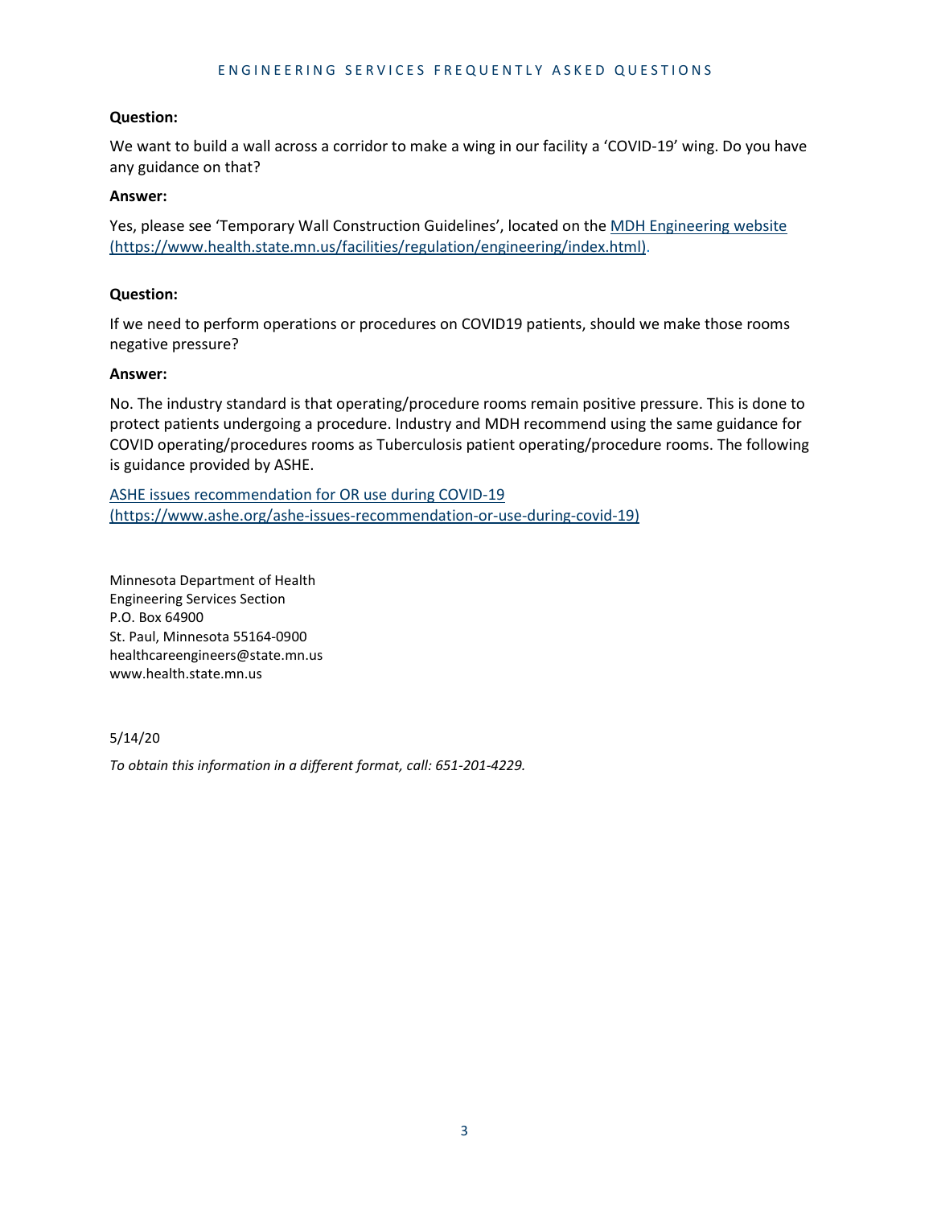**Question:**

We want to build a wall across a corridor to make a wing in our facility a 'COVID-19' wing. Do you have any guidance on that?

**Answer:**

Yes, please see 'Temporary Wall Construction Guidelines', located on the [MDH Engineering website (https://www.health.state.mn.us/facilities/regulation/engineering/index.html)](https://www.health.state.mn.us/facilities/regulation/engineering/index.html).

**Question:**

If we need to perform operations or procedures on COVID19 patients, should we make those rooms negative pressure?

**Answer:**

No. The industry standard is that operating/procedure rooms remain positive pressure. This is done to protect patients undergoing a procedure. Industry and MDH recommend using the same guidance for COVID operating/procedures rooms as Tuberculosis patient operating/procedure rooms. The following is guidance provided by ASHE.

[ASHE issues recommendation for OR use during COVID-19 (https://www.ashe.org/ashe-issues-recommendation-or-use-during-covid-19)](https://www.ashe.org/ashe-issues-recommendation-or-use-during-covid-19)

Minnesota Department of Health
Engineering Services Section
P.O. Box 64900
St. Paul, Minnesota 55164-0900
healthcareengineers@state.mn.us
www.health.state.mn.us

5/14/20

*To obtain this information in a different format, call: 651-201-4229.*